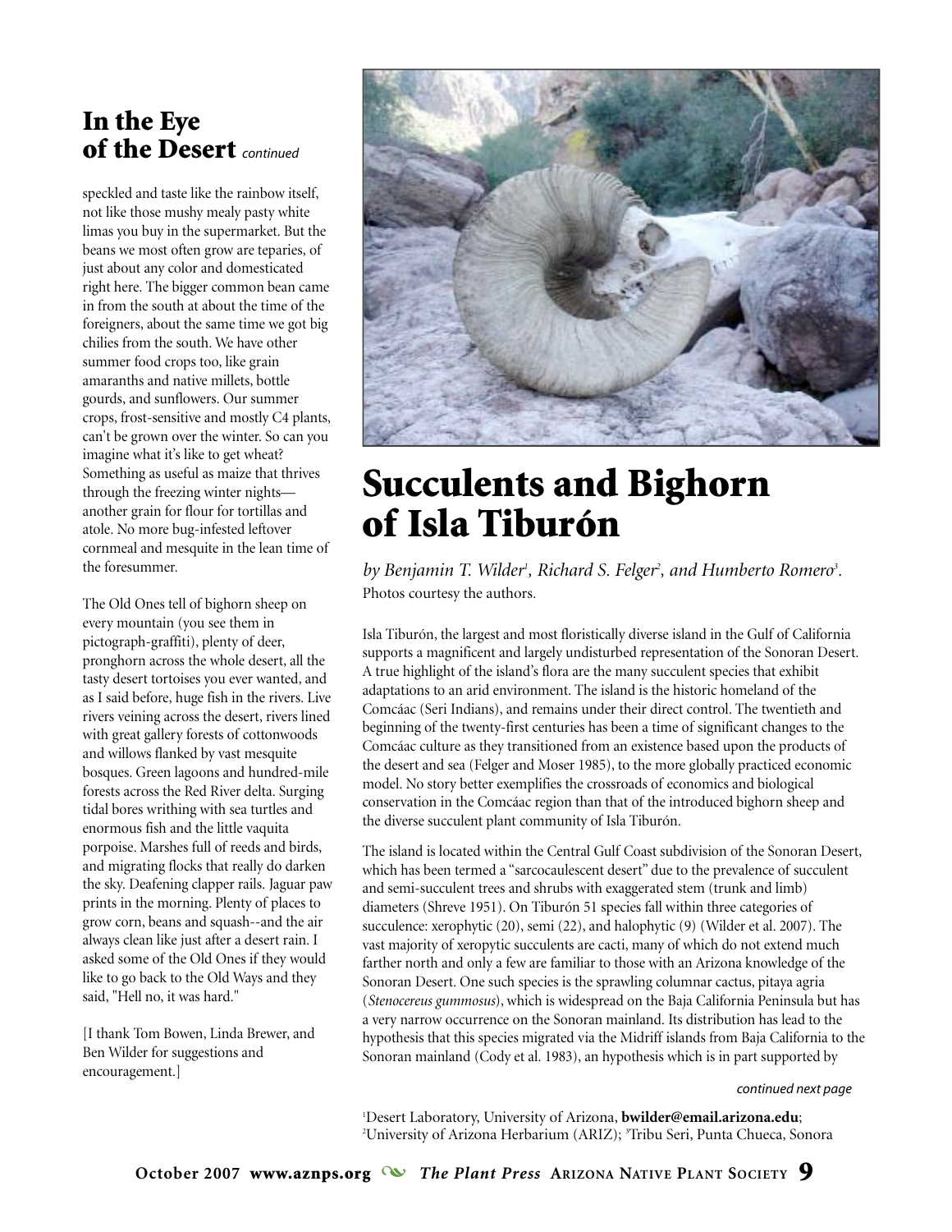## In the Eye of the Desert *continued*

speckled and taste like the rainbow itself, not like those mushy mealy pasty white limas you buy in the supermarket. But the beans we most often grow are teparies, of just about any color and domesticated right here. The bigger common bean came in from the south at about the time of the foreigners, about the same time we got big chilies from the south. We have other summer food crops too, like grain amaranths and native millets, bottle gourds, and sunflowers. Our summer crops, frost-sensitive and mostly C4 plants, can't be grown over the winter. So can you imagine what it's like to get wheat? Something as useful as maize that thrives through the freezing winter nights—another grain for flour for tortillas and atole. No more bug-infested leftover cornmeal and mesquite in the lean time of the foresummer.

The Old Ones tell of bighorn sheep on every mountain (you see them in pictograph-graffiti), plenty of deer, pronghorn across the whole desert, all the tasty desert tortoises you ever wanted, and as I said before, huge fish in the rivers. Live rivers veining across the desert, rivers lined with great gallery forests of cottonwoods and willows flanked by vast mesquite bosques. Green lagoons and hundred-mile forests across the Red River delta. Surging tidal bores writhing with sea turtles and enormous fish and the little vaquita porpoise. Marshes full of reeds and birds, and migrating flocks that really do darken the sky. Deafening clapper rails. Jaguar paw prints in the morning. Plenty of places to grow corn, beans and squash--and the air always clean like just after a desert rain. I asked some of the Old Ones if they would like to go back to the Old Ways and they said, "Hell no, it was hard."

[I thank Tom Bowen, Linda Brewer, and Ben Wilder for suggestions and encouragement.]

# Succulents and Bighorn of Isla Tiburón

*by Benjamin T. Wilder[1], Richard S. Felger[2], and Humberto Romero[3].* Photos courtesy the authors.

Isla Tiburón, the largest and most floristically diverse island in the Gulf of California supports a magnificent and largely undisturbed representation of the Sonoran Desert. A true highlight of the island's flora are the many succulent species that exhibit adaptations to an arid environment. The island is the historic homeland of the Comcáac (Seri Indians), and remains under their direct control. The twentieth and beginning of the twenty-first centuries has been a time of significant changes to the Comcáac culture as they transitioned from an existence based upon the products of the desert and sea (Felger and Moser 1985), to the more globally practiced economic model. No story better exemplifies the crossroads of economics and biological conservation in the Comcáac region than that of the introduced bighorn sheep and the diverse succulent plant community of Isla Tiburón.

The island is located within the Central Gulf Coast subdivision of the Sonoran Desert, which has been termed a "sarcocaulescent desert" due to the prevalence of succulent and semi-succulent trees and shrubs with exaggerated stem (trunk and limb) diameters (Shreve 1951). On Tiburón 51 species fall within three categories of succulence: xerophytic (20), semi (22), and halophytic (9) (Wilder et al. 2007). The vast majority of xeropytic succulents are cacti, many of which do not extend much farther north and only a few are familiar to those with an Arizona knowledge of the Sonoran Desert. One such species is the sprawling columnar cactus, pitaya agria (*Stenocereus gummosus*), which is widespread on the Baja California Peninsula but has a very narrow occurrence on the Sonoran mainland. Its distribution has lead to the hypothesis that this species migrated via the Midriff islands from Baja California to the Sonoran mainland (Cody et al. 1983), an hypothesis which is in part supported by

*continued next page*

[1]Desert Laboratory, University of Arizona, **bwilder@email.arizona.edu**; [2]University of Arizona Herbarium (ARIZ); [3]Tribu Seri, Punta Chueca, Sonora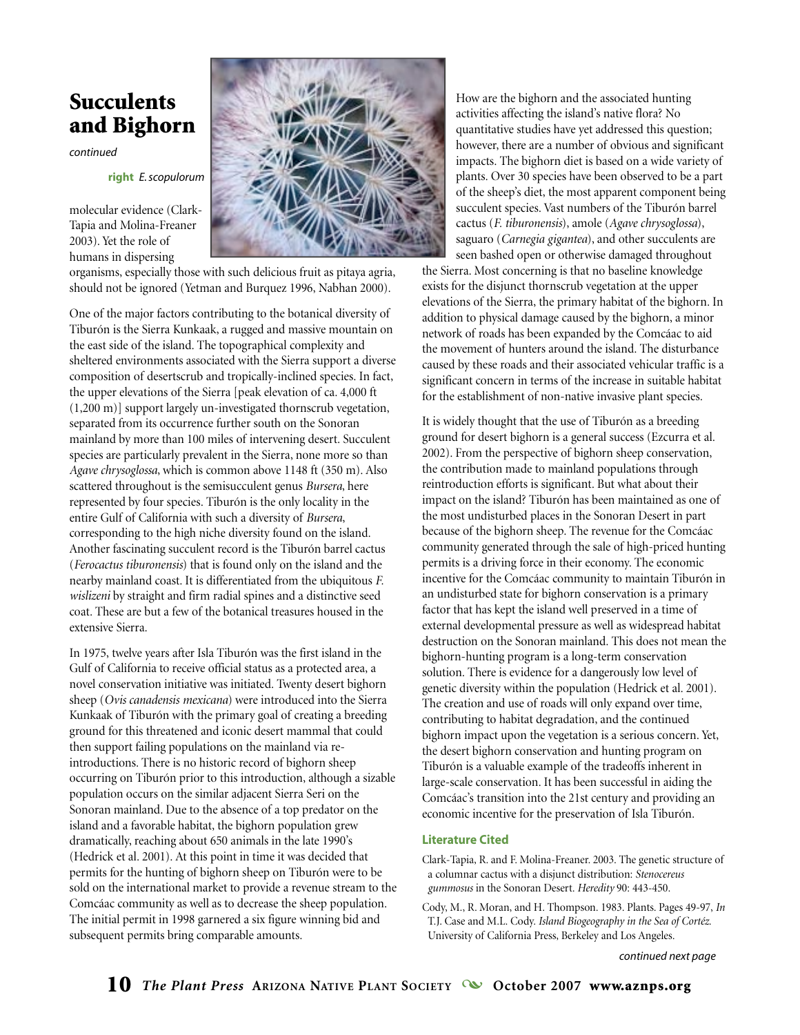# Succulents and Bighorn

*continued*

**right** *E. scopulorum*

molecular evidence (Clark-Tapia and Molina-Freaner 2003). Yet the role of humans in dispersing organisms, especially those with such delicious fruit as pitaya agria, should not be ignored (Yetman and Burquez 1996, Nabhan 2000).

One of the major factors contributing to the botanical diversity of Tiburón is the Sierra Kunkaak, a rugged and massive mountain on the east side of the island. The topographical complexity and sheltered environments associated with the Sierra support a diverse composition of desertscrub and tropically-inclined species. In fact, the upper elevations of the Sierra [peak elevation of ca. 4,000 ft (1,200 m)] support largely un-investigated thornscrub vegetation, separated from its occurrence further south on the Sonoran mainland by more than 100 miles of intervening desert. Succulent species are particularly prevalent in the Sierra, none more so than *Agave chrysoglossa*, which is common above 1148 ft (350 m). Also scattered throughout is the semisucculent genus *Bursera*, here represented by four species. Tiburón is the only locality in the entire Gulf of California with such a diversity of *Bursera*, corresponding to the high niche diversity found on the island. Another fascinating succulent record is the Tiburón barrel cactus (*Ferocactus tiburonensis*) that is found only on the island and the nearby mainland coast. It is differentiated from the ubiquitous *F. wislizeni* by straight and firm radial spines and a distinctive seed coat. These are but a few of the botanical treasures housed in the extensive Sierra.

In 1975, twelve years after Isla Tiburón was the first island in the Gulf of California to receive official status as a protected area, a novel conservation initiative was initiated. Twenty desert bighorn sheep (*Ovis canadensis mexicana*) were introduced into the Sierra Kunkaak of Tiburón with the primary goal of creating a breeding ground for this threatened and iconic desert mammal that could then support failing populations on the mainland via re-introductions. There is no historic record of bighorn sheep occurring on Tiburón prior to this introduction, although a sizable population occurs on the similar adjacent Sierra Seri on the Sonoran mainland. Due to the absence of a top predator on the island and a favorable habitat, the bighorn population grew dramatically, reaching about 650 animals in the late 1990's (Hedrick et al. 2001). At this point in time it was decided that permits for the hunting of bighorn sheep on Tiburón were to be sold on the international market to provide a revenue stream to the Comcáac community as well as to decrease the sheep population. The initial permit in 1998 garnered a six figure winning bid and subsequent permits bring comparable amounts.

How are the bighorn and the associated hunting activities affecting the island's native flora? No quantitative studies have yet addressed this question; however, there are a number of obvious and significant impacts. The bighorn diet is based on a wide variety of plants. Over 30 species have been observed to be a part of the sheep's diet, the most apparent component being succulent species. Vast numbers of the Tiburón barrel cactus (*F. tiburonensis*), amole (*Agave chrysoglossa*), saguaro (*Carnegia gigantea*), and other succulents are seen bashed open or otherwise damaged throughout the Sierra. Most concerning is that no baseline knowledge exists for the disjunct thornscrub vegetation at the upper elevations of the Sierra, the primary habitat of the bighorn. In addition to physical damage caused by the bighorn, a minor network of roads has been expanded by the Comcáac to aid the movement of hunters around the island. The disturbance caused by these roads and their associated vehicular traffic is a significant concern in terms of the increase in suitable habitat for the establishment of non-native invasive plant species.

It is widely thought that the use of Tiburón as a breeding ground for desert bighorn is a general success (Ezcurra et al. 2002). From the perspective of bighorn sheep conservation, the contribution made to mainland populations through reintroduction efforts is significant. But what about their impact on the island? Tiburón has been maintained as one of the most undisturbed places in the Sonoran Desert in part because of the bighorn sheep. The revenue for the Comcáac community generated through the sale of high-priced hunting permits is a driving force in their economy. The economic incentive for the Comcáac community to maintain Tiburón in an undisturbed state for bighorn conservation is a primary factor that has kept the island well preserved in a time of external developmental pressure as well as widespread habitat destruction on the Sonoran mainland. This does not mean the bighorn-hunting program is a long-term conservation solution. There is evidence for a dangerously low level of genetic diversity within the population (Hedrick et al. 2001). The creation and use of roads will only expand over time, contributing to habitat degradation, and the continued bighorn impact upon the vegetation is a serious concern. Yet, the desert bighorn conservation and hunting program on Tiburón is a valuable example of the tradeoffs inherent in large-scale conservation. It has been successful in aiding the Comcáac's transition into the 21st century and providing an economic incentive for the preservation of Isla Tiburón.

### Literature Cited

Clark-Tapia, R. and F. Molina-Freaner. 2003. The genetic structure of a columnar cactus with a disjunct distribution: *Stenocereus gummosus* in the Sonoran Desert. *Heredity* 90: 443-450.

Cody, M., R. Moran, and H. Thompson. 1983. Plants. Pages 49-97, *In* T.J. Case and M.L. Cody. *Island Biogeography in the Sea of Cortéz.* University of California Press, Berkeley and Los Angeles.

*continued next page*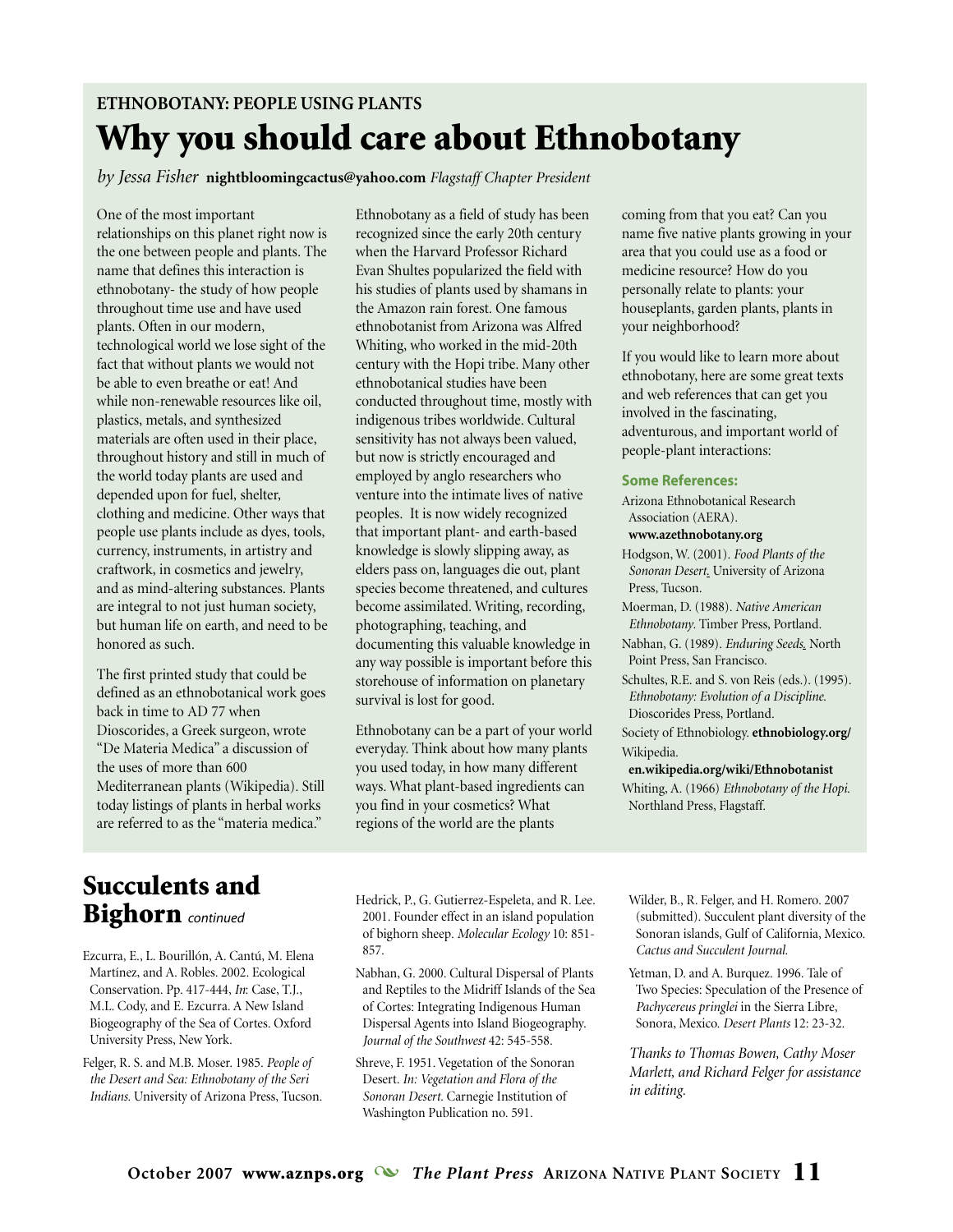**ETHNOBOTANY: PEOPLE USING PLANTS**

# Why you should care about Ethnobotany

*by Jessa Fisher* **nightbloomingcactus@yahoo.com** *Flagstaff Chapter President*

One of the most important relationships on this planet right now is the one between people and plants. The name that defines this interaction is ethnobotany- the study of how people throughout time use and have used plants. Often in our modern, technological world we lose sight of the fact that without plants we would not be able to even breathe or eat! And while non-renewable resources like oil, plastics, metals, and synthesized materials are often used in their place, throughout history and still in much of the world today plants are used and depended upon for fuel, shelter, clothing and medicine. Other ways that people use plants include as dyes, tools, currency, instruments, in artistry and craftwork, in cosmetics and jewelry, and as mind-altering substances. Plants are integral to not just human society, but human life on earth, and need to be honored as such.

The first printed study that could be defined as an ethnobotanical work goes back in time to AD 77 when Dioscorides, a Greek surgeon, wrote "De Materia Medica" a discussion of the uses of more than 600 Mediterranean plants (Wikipedia). Still today listings of plants in herbal works are referred to as the "materia medica."

Ethnobotany as a field of study has been recognized since the early 20th century when the Harvard Professor Richard Evan Shultes popularized the field with his studies of plants used by shamans in the Amazon rain forest. One famous ethnobotanist from Arizona was Alfred Whiting, who worked in the mid-20th century with the Hopi tribe. Many other ethnobotanical studies have been conducted throughout time, mostly with indigenous tribes worldwide. Cultural sensitivity has not always been valued, but now is strictly encouraged and employed by anglo researchers who venture into the intimate lives of native peoples. It is now widely recognized that important plant- and earth-based knowledge is slowly slipping away, as elders pass on, languages die out, plant species become threatened, and cultures become assimilated. Writing, recording, photographing, teaching, and documenting this valuable knowledge in any way possible is important before this storehouse of information on planetary survival is lost for good.

Ethnobotany can be a part of your world everyday. Think about how many plants you used today, in how many different ways. What plant-based ingredients can you find in your cosmetics? What regions of the world are the plants coming from that you eat? Can you name five native plants growing in your area that you could use as a food or medicine resource? How do you personally relate to plants: your houseplants, garden plants, plants in your neighborhood?

If you would like to learn more about ethnobotany, here are some great texts and web references that can get you involved in the fascinating, adventurous, and important world of people-plant interactions:

### Some References:

Arizona Ethnobotanical Research Association (AERA). **www.azethnobotany.org**

Hodgson, W. (2001). *Food Plants of the Sonoran Desert.* University of Arizona Press, Tucson.

Moerman, D. (1988). *Native American Ethnobotany.* Timber Press, Portland.

Nabhan, G. (1989). *Enduring Seeds.* North Point Press, San Francisco.

Schultes, R.E. and S. von Reis (eds.). (1995). *Ethnobotany: Evolution of a Discipline.* Dioscorides Press, Portland.

Society of Ethnobiology. **ethnobiology.org/**

Wikipedia. **en.wikipedia.org/wiki/Ethnobotanist**

Whiting, A. (1966) *Ethnobotany of the Hopi.* Northland Press, Flagstaff.

# Succulents and Bighorn *continued*

Ezcurra, E., L. Bourillón, A. Cantú, M. Elena Martínez, and A. Robles. 2002. Ecological Conservation. Pp. 417-444, *In*: Case, T.J., M.L. Cody, and E. Ezcurra. A New Island Biogeography of the Sea of Cortes. Oxford University Press, New York.

Felger, R. S. and M.B. Moser. 1985. *People of the Desert and Sea: Ethnobotany of the Seri Indians.* University of Arizona Press, Tucson.

Hedrick, P., G. Gutierrez-Espeleta, and R. Lee. 2001. Founder effect in an island population of bighorn sheep. *Molecular Ecology* 10: 851-857.

Nabhan, G. 2000. Cultural Dispersal of Plants and Reptiles to the Midriff Islands of the Sea of Cortes: Integrating Indigenous Human Dispersal Agents into Island Biogeography. *Journal of the Southwest* 42: 545-558.

Shreve, F. 1951. Vegetation of the Sonoran Desert. *In: Vegetation and Flora of the Sonoran Desert.* Carnegie Institution of Washington Publication no. 591.

Wilder, B., R. Felger, and H. Romero. 2007 (submitted). Succulent plant diversity of the Sonoran islands, Gulf of California, Mexico. *Cactus and Succulent Journal.*

Yetman, D. and A. Burquez. 1996. Tale of Two Species: Speculation of the Presence of *Pachycereus pringlei* in the Sierra Libre, Sonora, Mexico. *Desert Plants* 12: 23-32.

*Thanks to Thomas Bowen, Cathy Moser Marlett, and Richard Felger for assistance in editing.*